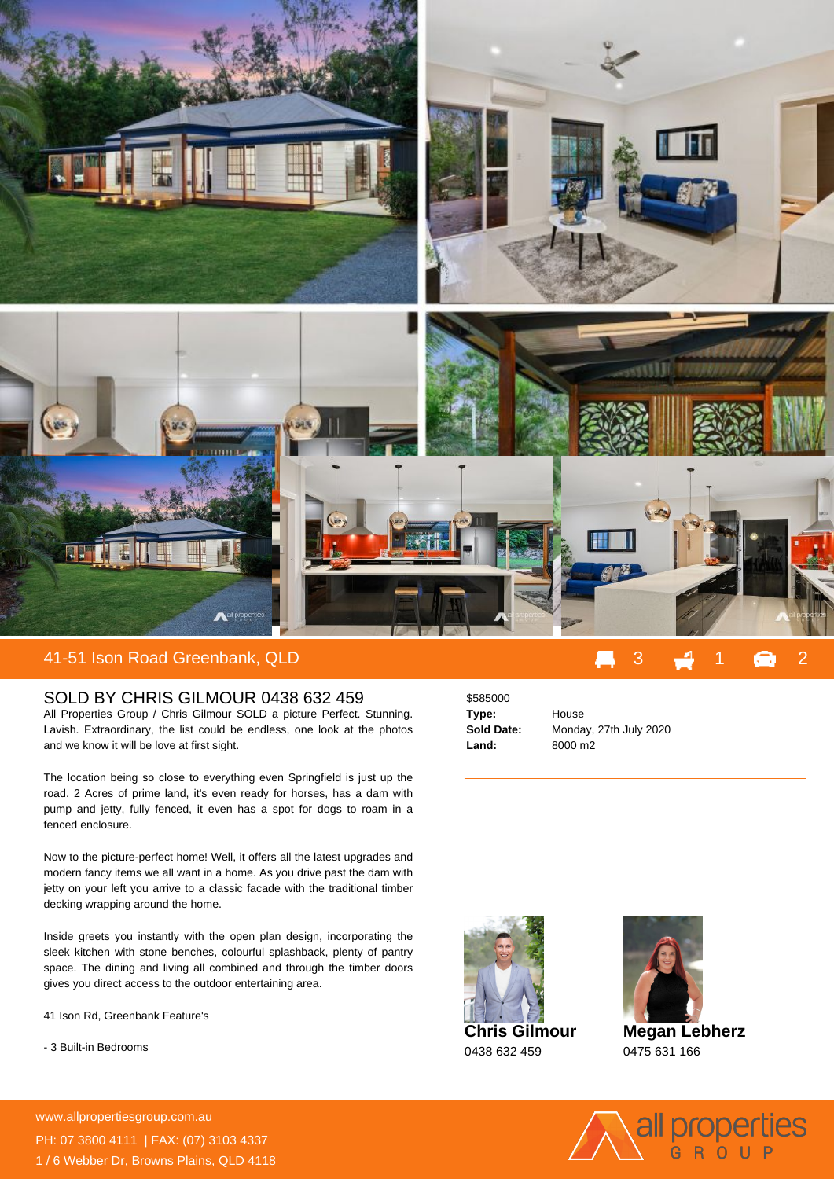## 41-51 Ison Road Greenbank, QLD

3 | 1 | 2

### SOLD BY CHRIS GILMOUR 0438 632 459

All Properties Group / Chris Gilmour SOLD a picture Perfect. Stunning. Lavish. Extraordinary, the list could be endless, one look at the photos and we know it will be love at first sight.

The location being so close to everything even Springfield is just up the road. 2 Acres of prime land, it's even ready for horses, has a dam with pump and jetty, fully fenced, it even has a spot for dogs to roam in a fenced enclosure.

Now to the picture-perfect home! Well, it offers all the latest upgrades and modern fancy items we all want in a home. As you drive past the dam with jetty on your left you arrive to a classic facade with the traditional timber decking wrapping around the home.

Inside greets you instantly with the open plan design, incorporating the sleek kitchen with stone benches, colourful splashback, plenty of pantry space. The dining and living all combined and through the timber doors gives you direct access to the outdoor entertaining area.

41 Ison Rd, Greenbank Feature's

- 3 Built-in Bedrooms

$585000

| | |
|---|---|
| **Type:** | House |
| **Sold Date:** | Monday, 27th July 2020 |
| **Land:** | 8000 m2 |

**Chris Gilmour**
0438 632 459

**Megan Lebherz**
0475 631 166

www.allpropertiesgroup.com.au
PH: 07 3800 4111 | FAX: (07) 3103 4337
1 / 6 Webber Dr, Browns Plains, QLD 4118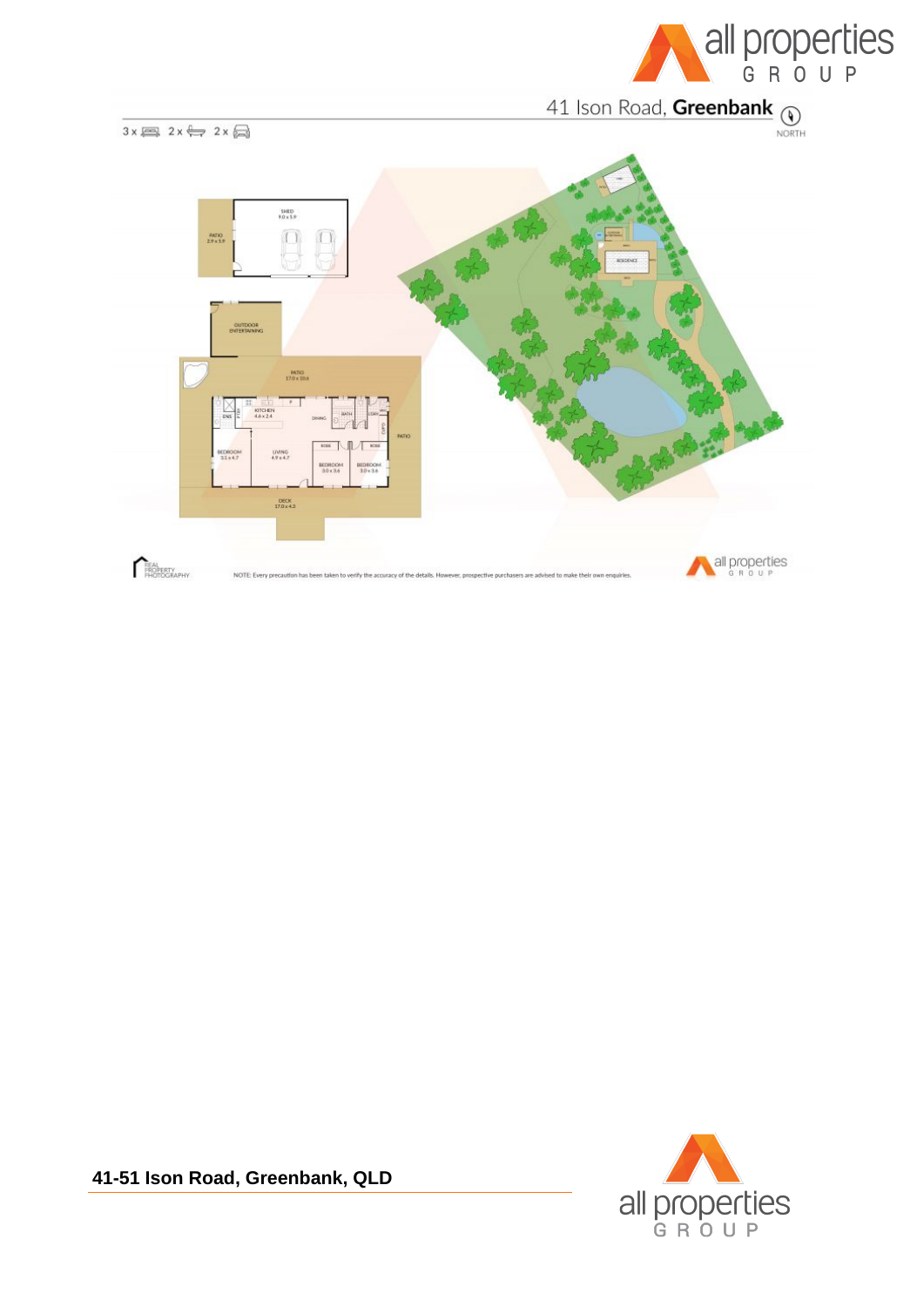41 Ison Road, **Greenbank**

3 x 2 x 2 x

NORTH

SHED
9.0 x 5.9

PATIO
2.9 x 5.9

OUTDOOR ENTERTAINING

PATIO
17.0 x 10.6

KITCHEN
4.6 x 2.4

ENS

DINING

BATH

LDRY

PATIO

BEDROOM
3.1 x 4.7

LIVING
4.9 x 4.7

BEDROOM
3.0 x 3.6

BEDROOM
3.0 x 3.6

DECK
17.0 x 4.3

RESIDENCE

NOTE: Every precaution has been taken to verify the accuracy of the details. However, prospective purchasers are advised to make their own enquiries.

**41-51 Ison Road, Greenbank, QLD**